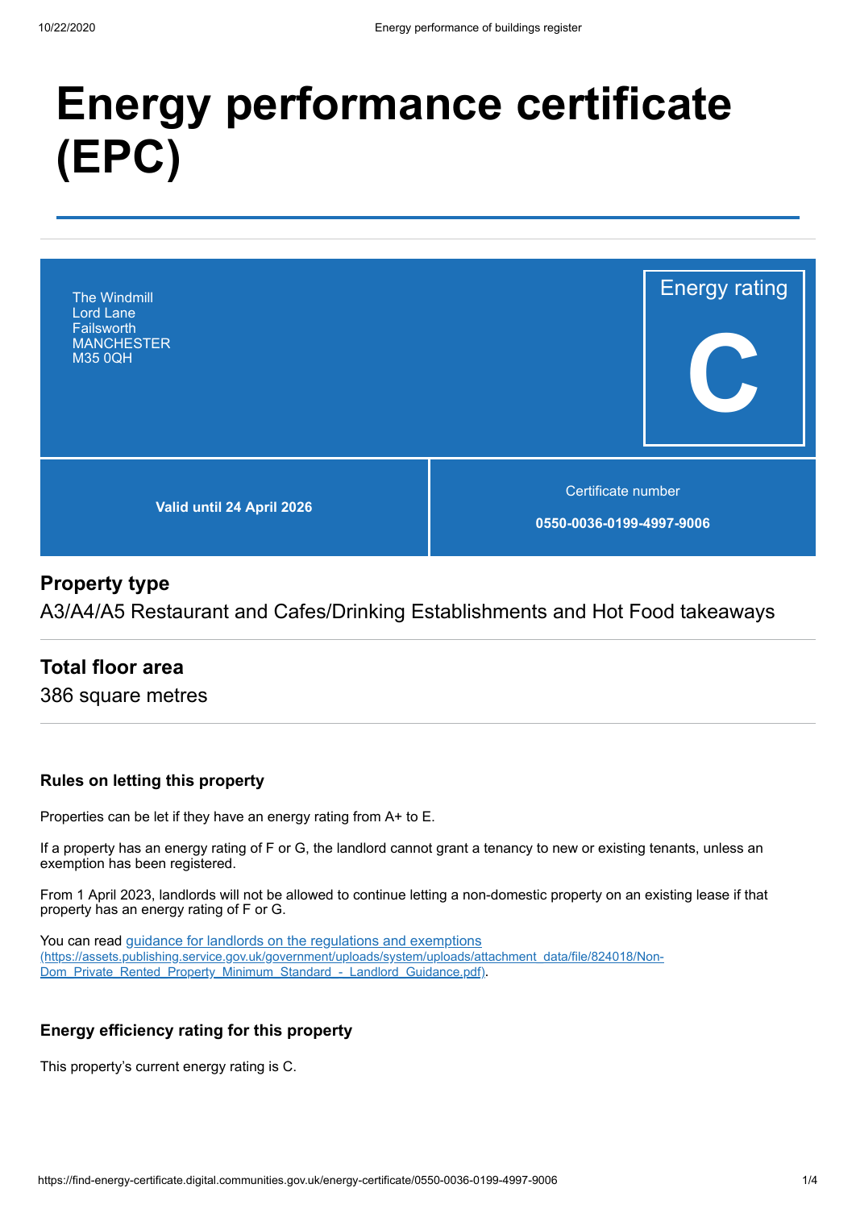# Energy performance certificate (EPC)

The Windmill
Lord Lane
Failsworth
MANCHESTER
M35 0QH

Energy rating

**C**

**Valid until 24 April 2026**

Certificate number

**0550-0036-0199-4997-9006**

## Property type

A3/A4/A5 Restaurant and Cafes/Drinking Establishments and Hot Food takeaways

## Total floor area

386 square metres

### Rules on letting this property

Properties can be let if they have an energy rating from A+ to E.

If a property has an energy rating of F or G, the landlord cannot grant a tenancy to new or existing tenants, unless an exemption has been registered.

From 1 April 2023, landlords will not be allowed to continue letting a non-domestic property on an existing lease if that property has an energy rating of F or G.

You can read [guidance for landlords on the regulations and exemptions (https://assets.publishing.service.gov.uk/government/uploads/system/uploads/attachment_data/file/824018/Non-Dom_Private_Rented_Property_Minimum_Standard_-_Landlord_Guidance.pdf)](https://assets.publishing.service.gov.uk/government/uploads/system/uploads/attachment_data/file/824018/Non-Dom_Private_Rented_Property_Minimum_Standard_-_Landlord_Guidance.pdf).

### Energy efficiency rating for this property

This property's current energy rating is C.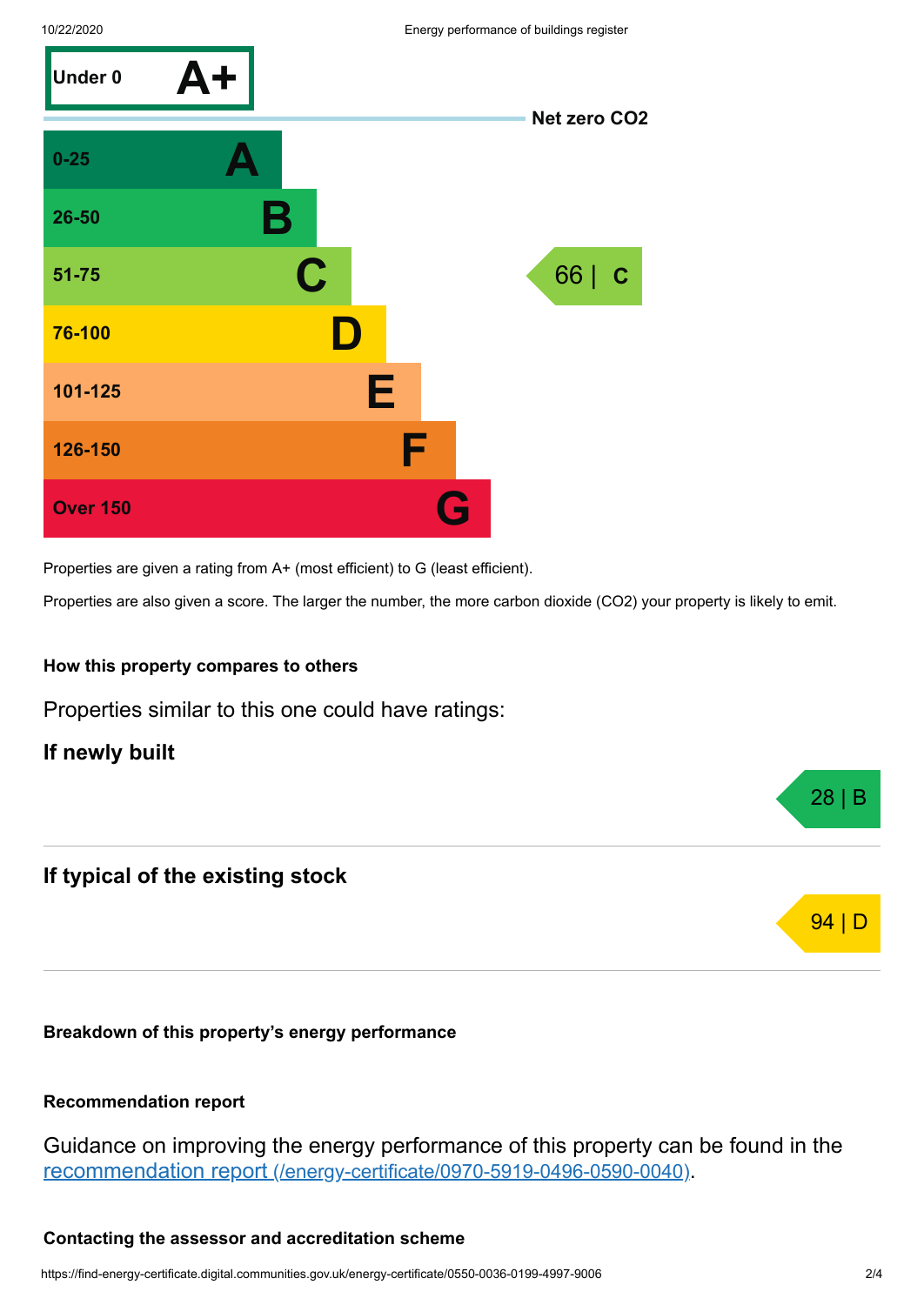| Score | Rating | This property |
|---|---|---|
| Under 0 | A+ | |
| 0-25 | A | |
| 26-50 | B | |
| 51-75 | C | 66 \| C |
| 76-100 | D | |
| 101-125 | E | |
| 126-150 | F | |
| Over 150 | G | |

Net zero $CO_2$

Properties are given a rating from A+ (most efficient) to G (least efficient).

Properties are also given a score. The larger the number, the more carbon dioxide ($CO_2$) your property is likely to emit.

### How this property compares to others

Properties similar to this one could have ratings:

#### If newly built

28 | B

#### If typical of the existing stock

94 | D

### Breakdown of this property's energy performance

### Recommendation report

Guidance on improving the energy performance of this property can be found in the [recommendation report (/energy-certificate/0970-5919-0496-0590-0040)](/energy-certificate/0970-5919-0496-0590-0040).

### Contacting the assessor and accreditation scheme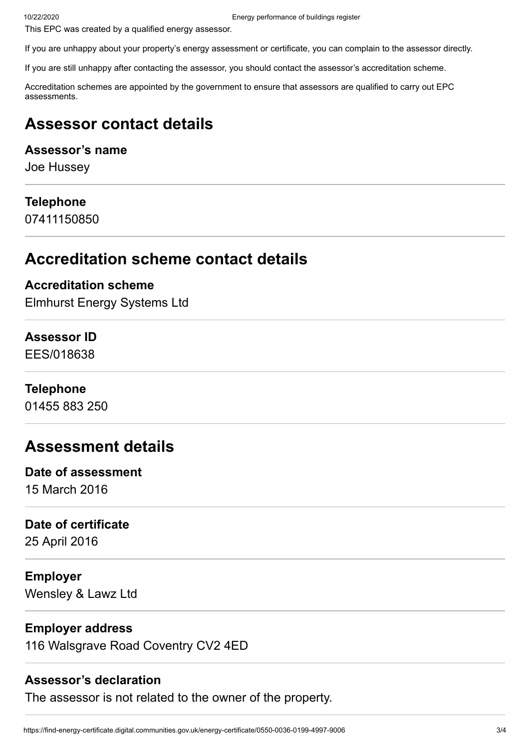This EPC was created by a qualified energy assessor.

If you are unhappy about your property's energy assessment or certificate, you can complain to the assessor directly.

If you are still unhappy after contacting the assessor, you should contact the assessor's accreditation scheme.

Accreditation schemes are appointed by the government to ensure that assessors are qualified to carry out EPC assessments.

## Assessor contact details

**Assessor's name**
Joe Hussey

**Telephone**
07411150850

## Accreditation scheme contact details

**Accreditation scheme**
Elmhurst Energy Systems Ltd

**Assessor ID**
EES/018638

**Telephone**
01455 883 250

## Assessment details

**Date of assessment**
15 March 2016

**Date of certificate**
25 April 2016

**Employer**
Wensley & Lawz Ltd

**Employer address**
116 Walsgrave Road Coventry CV2 4ED

**Assessor's declaration**
The assessor is not related to the owner of the property.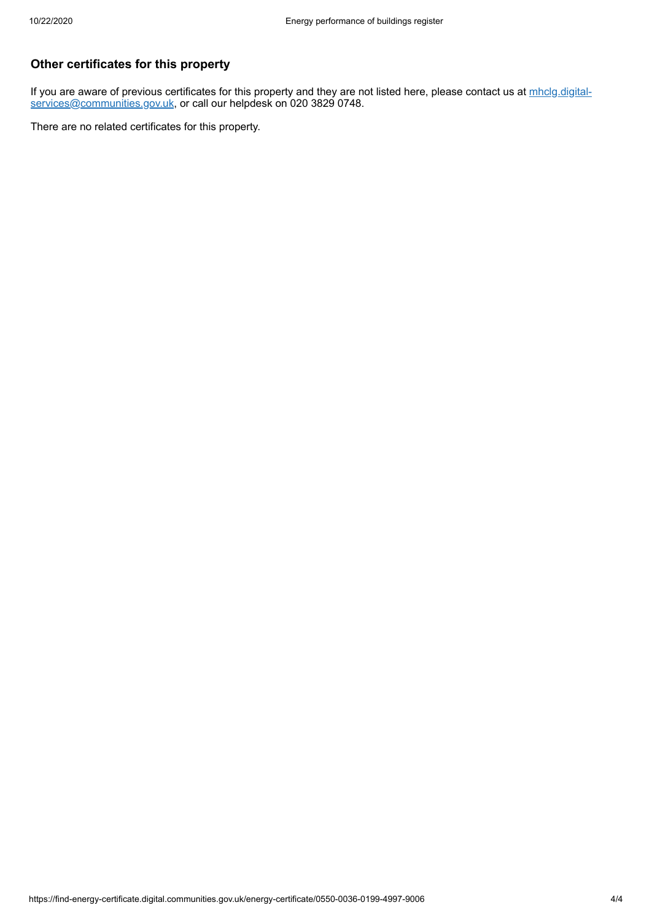## Other certificates for this property

If you are aware of previous certificates for this property and they are not listed here, please contact us at [mhclg.digital-services@communities.gov.uk](mailto:mhclg.digital-services@communities.gov.uk), or call our helpdesk on 020 3829 0748.

There are no related certificates for this property.